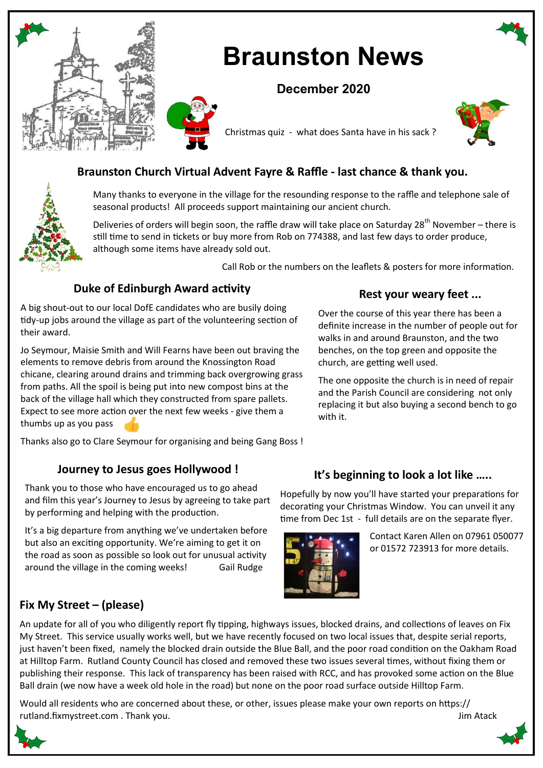# Braunston News

## December 2020

Christmas quiz - what does Santa have in his sack ?

### Braunston Church Virtual Advent Fayre & Raffle - last chance & thank you.

Many thanks to everyone in the village for the resounding response to the raffle and telephone sale of seasonal products! All proceeds support maintaining our ancient church.

Deliveries of orders will begin soon, the raffle draw will take place on Saturday 28th November – there is still time to send in tickets or buy more from Rob on 774388, and last few days to order produce, although some items have already sold out.

Call Rob or the numbers on the leaflets & posters for more information.

### Duke of Edinburgh Award activity

A big shout-out to our local DofE candidates who are busily doing tidy-up jobs around the village as part of the volunteering section of their award.

Jo Seymour, Maisie Smith and Will Fearns have been out braving the elements to remove debris from around the Knossington Road chicane, clearing around drains and trimming back overgrowing grass from paths. All the spoil is being put into new compost bins at the back of the village hall which they constructed from spare pallets. Expect to see more action over the next few weeks - give them a thumbs up as you pass

Thanks also go to Clare Seymour for organising and being Gang Boss !

### Rest your weary feet ...

Over the course of this year there has been a definite increase in the number of people out for walks in and around Braunston, and the two benches, on the top green and opposite the church, are getting well used.

The one opposite the church is in need of repair and the Parish Council are considering not only replacing it but also buying a second bench to go with it.

### Journey to Jesus goes Hollywood !

Thank you to those who have encouraged us to go ahead and film this year's Journey to Jesus by agreeing to take part by performing and helping with the production.

It's a big departure from anything we've undertaken before but also an exciting opportunity. We're aiming to get it on the road as soon as possible so look out for unusual activity around the village in the coming weeks! Gail Rudge

### It's beginning to look a lot like .....

Hopefully by now you'll have started your preparations for decorating your Christmas Window. You can unveil it any time from Dec 1st - full details are on the separate flyer.

Contact Karen Allen on 07961 050077 or 01572 723913 for more details.

### Fix My Street – (please)

An update for all of you who diligently report fly tipping, highways issues, blocked drains, and collections of leaves on Fix My Street. This service usually works well, but we have recently focused on two local issues that, despite serial reports, just haven't been fixed, namely the blocked drain outside the Blue Ball, and the poor road condition on the Oakham Road at Hilltop Farm. Rutland County Council has closed and removed these two issues several times, without fixing them or publishing their response. This lack of transparency has been raised with RCC, and has provoked some action on the Blue Ball drain (we now have a week old hole in the road) but none on the poor road surface outside Hilltop Farm.

Would all residents who are concerned about these, or other, issues please make your own reports on https://rutland.fixmystreet.com . Thank you. Jim Atack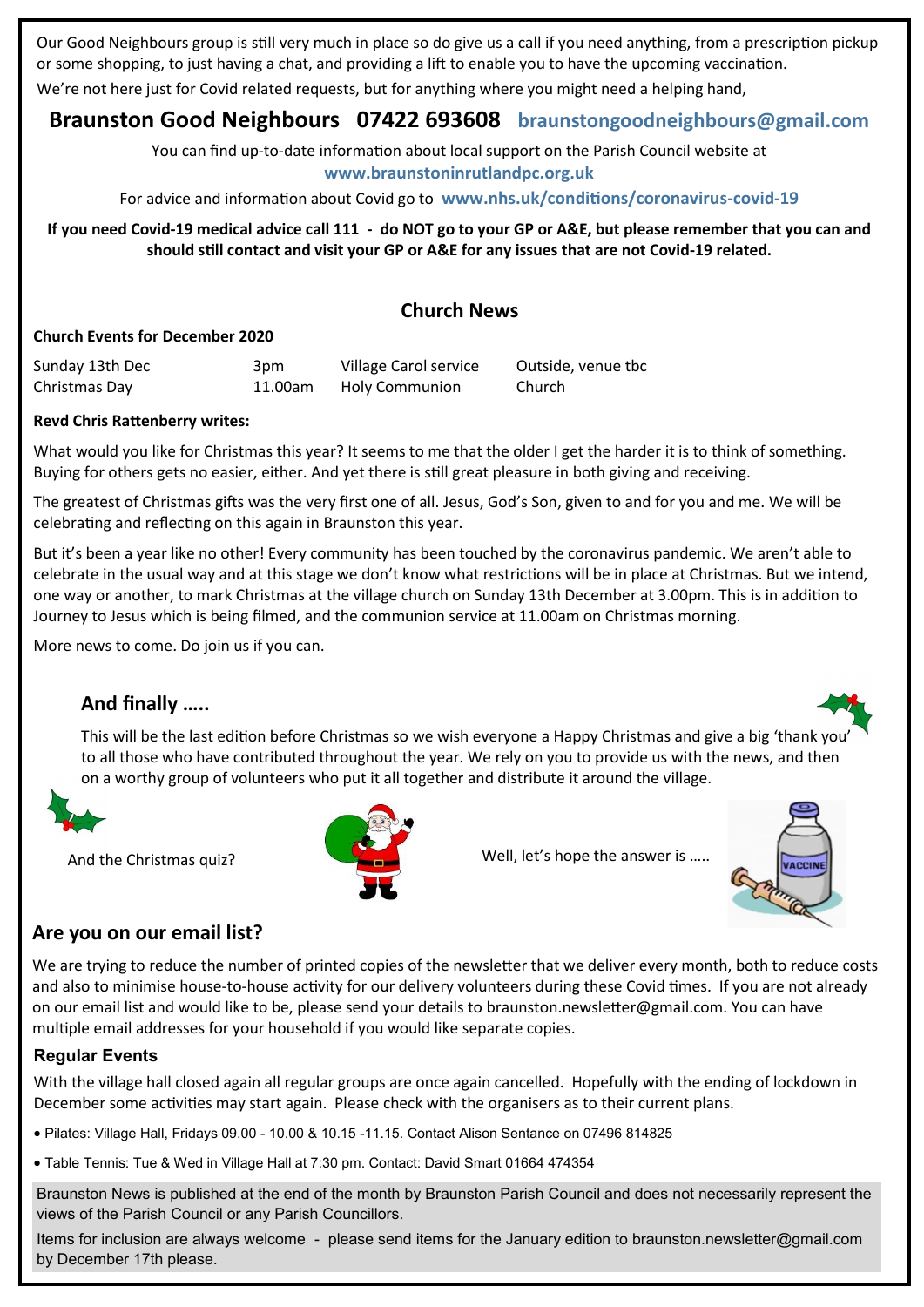Our Good Neighbours group is still very much in place so do give us a call if you need anything, from a prescription pickup or some shopping, to just having a chat, and providing a lift to enable you to have the upcoming vaccination.

We're not here just for Covid related requests, but for anything where you might need a helping hand,

## Braunston Good Neighbours 07422 693608 braunstongoodneighbours@gmail.com

You can find up-to-date information about local support on the Parish Council website at **www.braunstoninrutlandpc.org.uk**

For advice and information about Covid go to **www.nhs.uk/conditions/coronavirus-covid-19**

**If you need Covid-19 medical advice call 111 - do NOT go to your GP or A&E, but please remember that you can and should still contact and visit your GP or A&E for any issues that are not Covid-19 related.**

## Church News

**Church Events for December 2020**

| | | | |
|---|---|---|---|
| Sunday 13th Dec | 3pm | Village Carol service | Outside, venue tbc |
| Christmas Day | 11.00am | Holy Communion | Church |

**Revd Chris Rattenberry writes:**

What would you like for Christmas this year? It seems to me that the older I get the harder it is to think of something. Buying for others gets no easier, either. And yet there is still great pleasure in both giving and receiving.

The greatest of Christmas gifts was the very first one of all. Jesus, God's Son, given to and for you and me. We will be celebrating and reflecting on this again in Braunston this year.

But it's been a year like no other! Every community has been touched by the coronavirus pandemic. We aren't able to celebrate in the usual way and at this stage we don't know what restrictions will be in place at Christmas. But we intend, one way or another, to mark Christmas at the village church on Sunday 13th December at 3.00pm. This is in addition to Journey to Jesus which is being filmed, and the communion service at 11.00am on Christmas morning.

More news to come. Do join us if you can.

## And finally …..

This will be the last edition before Christmas so we wish everyone a Happy Christmas and give a big 'thank you' to all those who have contributed throughout the year. We rely on you to provide us with the news, and then on a worthy group of volunteers who put it all together and distribute it around the village.

And the Christmas quiz?

Well, let's hope the answer is …..

## Are you on our email list?

We are trying to reduce the number of printed copies of the newsletter that we deliver every month, both to reduce costs and also to minimise house-to-house activity for our delivery volunteers during these Covid times. If you are not already on our email list and would like to be, please send your details to braunston.newsletter@gmail.com. You can have multiple email addresses for your household if you would like separate copies.

### Regular Events

With the village hall closed again all regular groups are once again cancelled. Hopefully with the ending of lockdown in December some activities may start again. Please check with the organisers as to their current plans.

- Pilates: Village Hall, Fridays 09.00 - 10.00 & 10.15 -11.15. Contact Alison Sentance on 07496 814825
- Table Tennis: Tue & Wed in Village Hall at 7:30 pm. Contact: David Smart 01664 474354

Braunston News is published at the end of the month by Braunston Parish Council and does not necessarily represent the views of the Parish Council or any Parish Councillors.

Items for inclusion are always welcome - please send items for the January edition to braunston.newsletter@gmail.com by December 17th please.